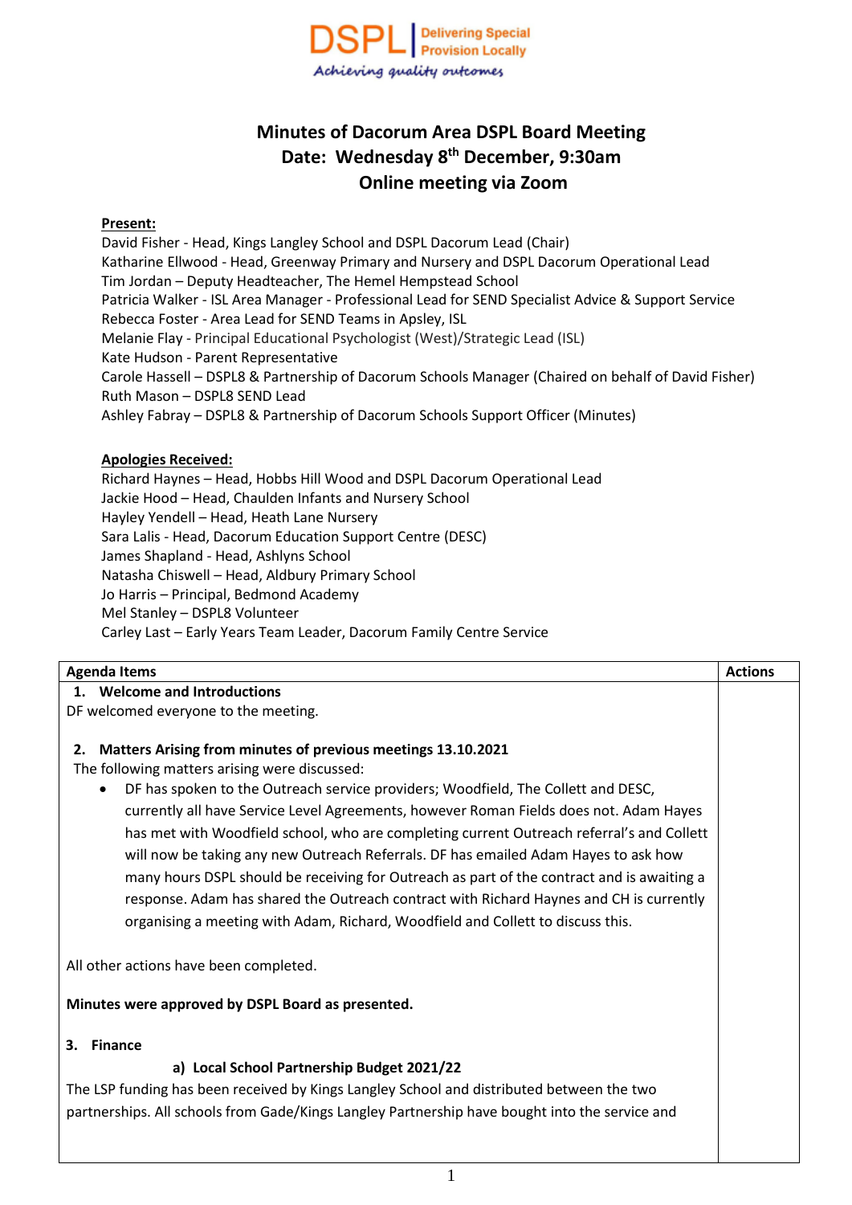DSPL | Delivering Special Provision Locally

*Achieving quality outcomes*

# Minutes of Dacorum Area DSPL Board Meeting
## Date: Wednesday 8th December, 9:30am
## Online meeting via Zoom

**Present:**

David Fisher - Head, Kings Langley School and DSPL Dacorum Lead (Chair)
Katharine Ellwood - Head, Greenway Primary and Nursery and DSPL Dacorum Operational Lead
Tim Jordan – Deputy Headteacher, The Hemel Hempstead School
Patricia Walker - ISL Area Manager - Professional Lead for SEND Specialist Advice & Support Service
Rebecca Foster - Area Lead for SEND Teams in Apsley, ISL
Melanie Flay - Principal Educational Psychologist (West)/Strategic Lead (ISL)
Kate Hudson - Parent Representative
Carole Hassell – DSPL8 & Partnership of Dacorum Schools Manager (Chaired on behalf of David Fisher)
Ruth Mason – DSPL8 SEND Lead
Ashley Fabray – DSPL8 & Partnership of Dacorum Schools Support Officer (Minutes)

**Apologies Received:**

Richard Haynes – Head, Hobbs Hill Wood and DSPL Dacorum Operational Lead
Jackie Hood – Head, Chaulden Infants and Nursery School
Hayley Yendell – Head, Heath Lane Nursery
Sara Lalis - Head, Dacorum Education Support Centre (DESC)
James Shapland - Head, Ashlyns School
Natasha Chiswell – Head, Aldbury Primary School
Jo Harris – Principal, Bedmond Academy
Mel Stanley – DSPL8 Volunteer
Carley Last – Early Years Team Leader, Dacorum Family Centre Service

| Agenda Items | Actions |
|---|---|
| **1. Welcome and Introductions**<br>DF welcomed everyone to the meeting.<br><br>**2. Matters Arising from minutes of previous meetings 13.10.2021**<br>The following matters arising were discussed:<br>• DF has spoken to the Outreach service providers; Woodfield, The Collett and DESC, currently all have Service Level Agreements, however Roman Fields does not. Adam Hayes has met with Woodfield school, who are completing current Outreach referral's and Collett will now be taking any new Outreach Referrals. DF has emailed Adam Hayes to ask how many hours DSPL should be receiving for Outreach as part of the contract and is awaiting a response. Adam has shared the Outreach contract with Richard Haynes and CH is currently organising a meeting with Adam, Richard, Woodfield and Collett to discuss this.<br><br>All other actions have been completed.<br><br>**Minutes were approved by DSPL Board as presented.**<br><br>**3. Finance**<br>**a) Local School Partnership Budget 2021/22**<br>The LSP funding has been received by Kings Langley School and distributed between the two partnerships. All schools from Gade/Kings Langley Partnership have bought into the service and | |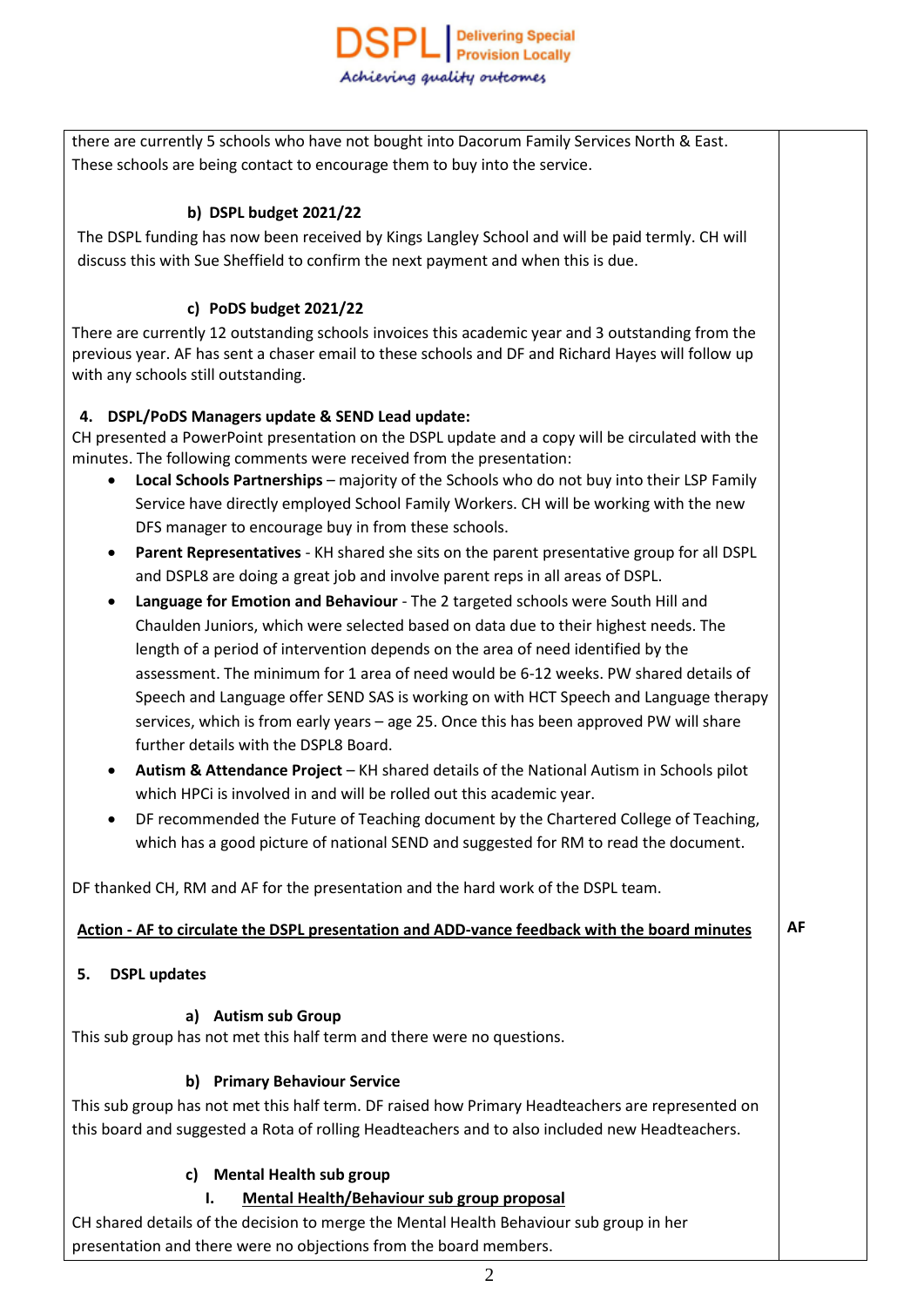| | |
|---|---|
| there are currently 5 schools who have not bought into Dacorum Family Services North & East. These schools are being contact to encourage them to buy into the service.<br><br>**b) DSPL budget 2021/22**<br>The DSPL funding has now been received by Kings Langley School and will be paid termly. CH will discuss this with Sue Sheffield to confirm the next payment and when this is due.<br><br>**c) PoDS budget 2021/22**<br>There are currently 12 outstanding schools invoices this academic year and 3 outstanding from the previous year. AF has sent a chaser email to these schools and DF and Richard Hayes will follow up with any schools still outstanding.<br><br>**4. DSPL/PoDS Managers update & SEND Lead update:**<br>CH presented a PowerPoint presentation on the DSPL update and a copy will be circulated with the minutes. The following comments were received from the presentation:<br>• **Local Schools Partnerships** – majority of the Schools who do not buy into their LSP Family Service have directly employed School Family Workers. CH will be working with the new DFS manager to encourage buy in from these schools.<br>• **Parent Representatives** - KH shared she sits on the parent presentative group for all DSPL and DSPL8 are doing a great job and involve parent reps in all areas of DSPL.<br>• **Language for Emotion and Behaviour** - The 2 targeted schools were South Hill and Chaulden Juniors, which were selected based on data due to their highest needs. The length of a period of intervention depends on the area of need identified by the assessment. The minimum for 1 area of need would be 6-12 weeks. PW shared details of Speech and Language offer SEND SAS is working on with HCT Speech and Language therapy services, which is from early years – age 25. Once this has been approved PW will share further details with the DSPL8 Board.<br>• **Autism & Attendance Project** – KH shared details of the National Autism in Schools pilot which HPCi is involved in and will be rolled out this academic year.<br>• DF recommended the Future of Teaching document by the Chartered College of Teaching, which has a good picture of national SEND and suggested for RM to read the document.<br><br>DF thanked CH, RM and AF for the presentation and the hard work of the DSPL team. | |
| **Action - AF to circulate the DSPL presentation and ADD-vance feedback with the board minutes** | **AF** |
| **5. DSPL updates**<br><br>**a) Autism sub Group**<br>This sub group has not met this half term and there were no questions.<br><br>**b) Primary Behaviour Service**<br>This sub group has not met this half term. DF raised how Primary Headteachers are represented on this board and suggested a Rota of rolling Headteachers and to also included new Headteachers.<br><br>**c) Mental Health sub group**<br>**I. Mental Health/Behaviour sub group proposal**<br>CH shared details of the decision to merge the Mental Health Behaviour sub group in her presentation and there were no objections from the board members. | |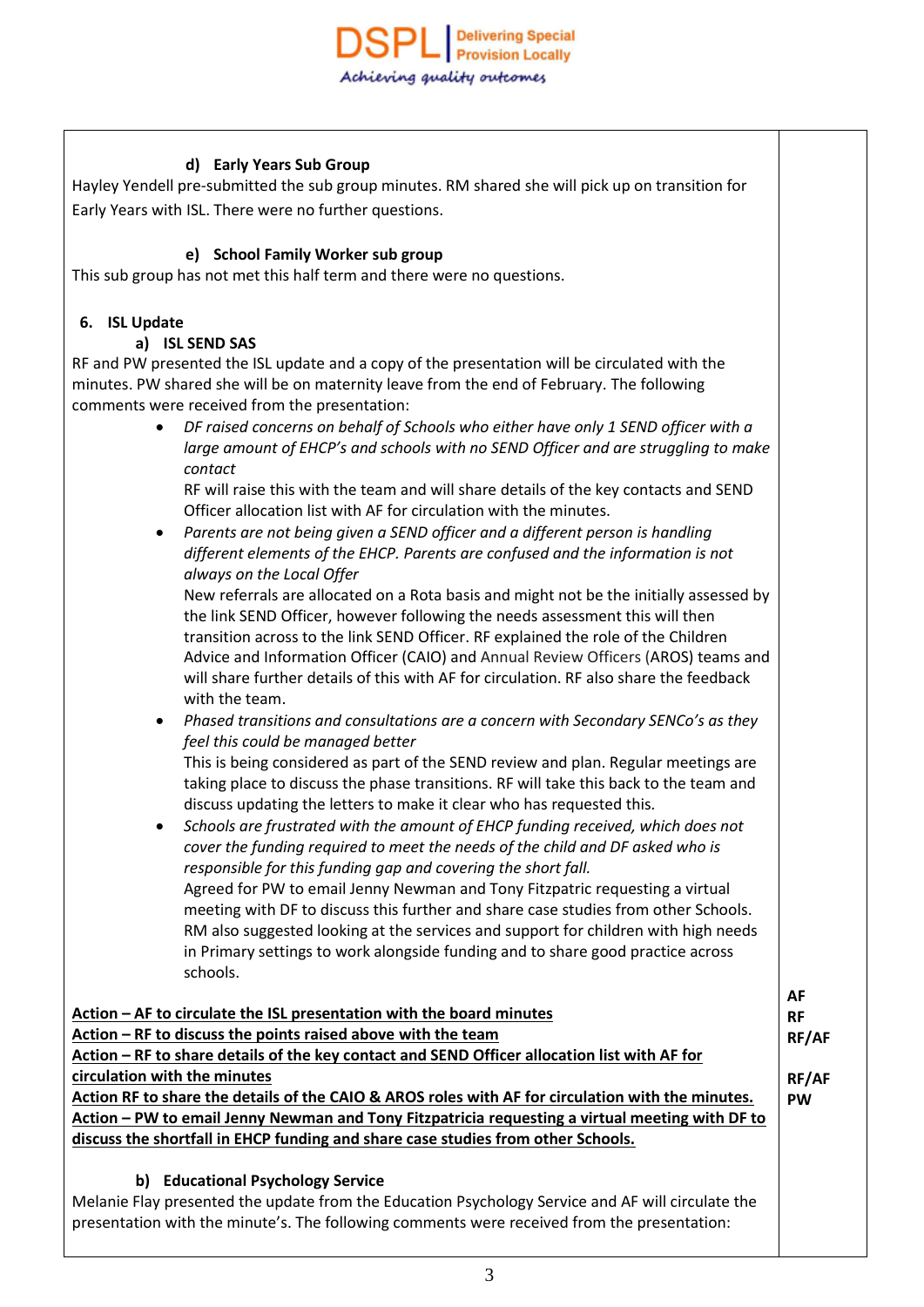#### d) Early Years Sub Group

Hayley Yendell pre-submitted the sub group minutes. RM shared she will pick up on transition for Early Years with ISL. There were no further questions.

#### e) School Family Worker sub group

This sub group has not met this half term and there were no questions.

### 6. ISL Update

#### a) ISL SEND SAS

RF and PW presented the ISL update and a copy of the presentation will be circulated with the minutes. PW shared she will be on maternity leave from the end of February. The following comments were received from the presentation:

- *DF raised concerns on behalf of Schools who either have only 1 SEND officer with a large amount of EHCP's and schools with no SEND Officer and are struggling to make contact*

  RF will raise this with the team and will share details of the key contacts and SEND Officer allocation list with AF for circulation with the minutes.
- *Parents are not being given a SEND officer and a different person is handling different elements of the EHCP. Parents are confused and the information is not always on the Local Offer*

  New referrals are allocated on a Rota basis and might not be the initially assessed by the link SEND Officer, however following the needs assessment this will then transition across to the link SEND Officer. RF explained the role of the Children Advice and Information Officer (CAIO) and Annual Review Officers (AROS) teams and will share further details of this with AF for circulation. RF also share the feedback with the team.
- *Phased transitions and consultations are a concern with Secondary SENCo's as they feel this could be managed better*

  This is being considered as part of the SEND review and plan. Regular meetings are taking place to discuss the phase transitions. RF will take this back to the team and discuss updating the letters to make it clear who has requested this.
- *Schools are frustrated with the amount of EHCP funding received, which does not cover the funding required to meet the needs of the child and DF asked who is responsible for this funding gap and covering the short fall.*

  Agreed for PW to email Jenny Newman and Tony Fitzpatric requesting a virtual meeting with DF to discuss this further and share case studies from other Schools. RM also suggested looking at the services and support for children with high needs in Primary settings to work alongside funding and to share good practice across schools.

| Action | Owner |
|---|---|
| **Action – AF to circulate the ISL presentation with the board minutes** | **AF** |
| **Action – RF to discuss the points raised above with the team** | **RF** |
| **Action – RF to share details of the key contact and SEND Officer allocation list with AF for circulation with the minutes** | **RF/AF** |
| **Action RF to share the details of the CAIO & AROS roles with AF for circulation with the minutes.** | **RF/AF** |
| **Action – PW to email Jenny Newman and Tony Fitzpatricia requesting a virtual meeting with DF to discuss the shortfall in EHCP funding and share case studies from other Schools.** | **PW** |

#### b) Educational Psychology Service

Melanie Flay presented the update from the Education Psychology Service and AF will circulate the presentation with the minute's. The following comments were received from the presentation: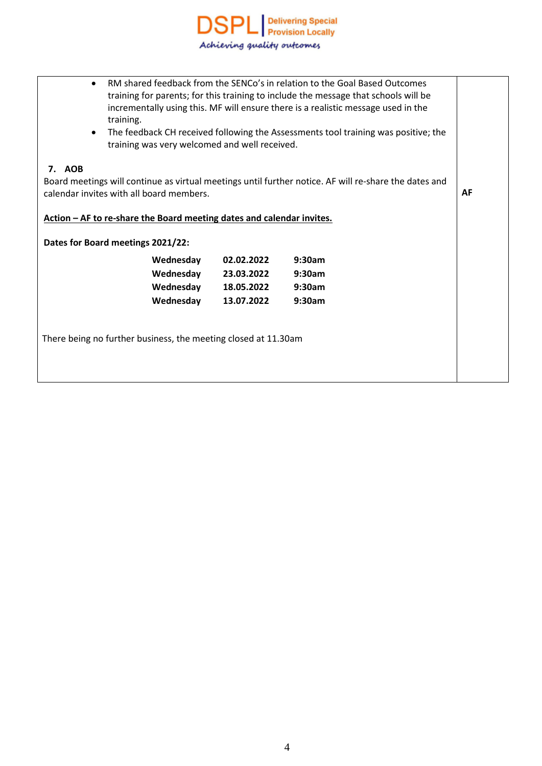- RM shared feedback from the SENCo's in relation to the Goal Based Outcomes training for parents; for this training to include the message that schools will be incrementally using this. MF will ensure there is a realistic message used in the training.
- The feedback CH received following the Assessments tool training was positive; the training was very welcomed and well received.

**7. AOB**

Board meetings will continue as virtual meetings until further notice. AF will re-share the dates and calendar invites with all board members. **AF**

**Action – AF to re-share the Board meeting dates and calendar invites.**

**Dates for Board meetings 2021/22:**

| | | |
|---|---|---|
| **Wednesday** | **02.02.2022** | **9:30am** |
| **Wednesday** | **23.03.2022** | **9:30am** |
| **Wednesday** | **18.05.2022** | **9:30am** |
| **Wednesday** | **13.07.2022** | **9:30am** |

There being no further business, the meeting closed at 11.30am